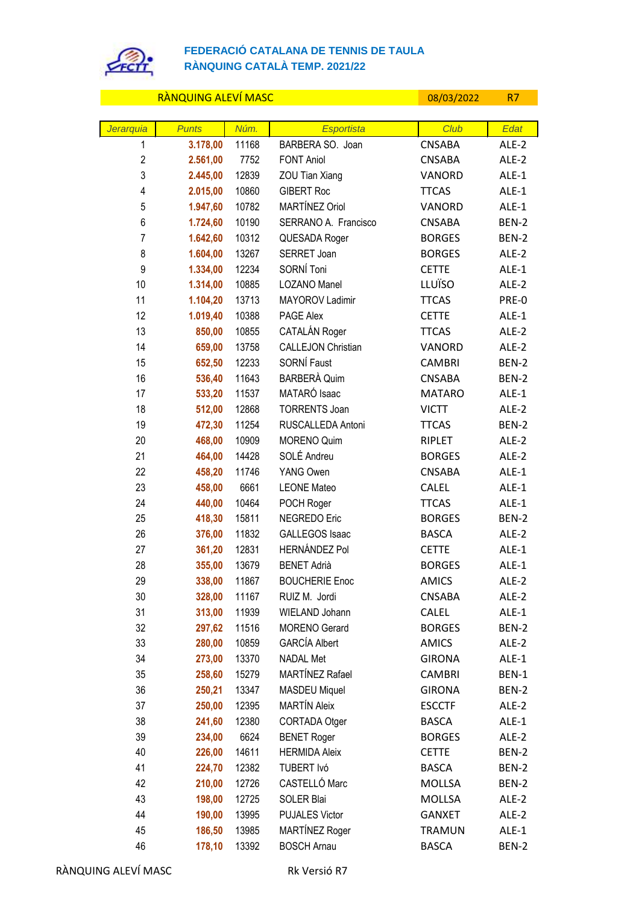**FEDERACIÓ CATALANA DE TENNIS DE TAULA**
**RÀNQUING CATALÀ TEMP. 2021/22**

RÀNQUING ALEVÍ MASC | 08/03/2022 | R7

| Jerarquia | Punts | Núm. | Esportista | Club | Edat |
|---|---|---|---|---|---|
| 1 | 3.178,00 | 11168 | BARBERA SO. Joan | CNSABA | ALE-2 |
| 2 | 2.561,00 | 7752 | FONT Aniol | CNSABA | ALE-2 |
| 3 | 2.445,00 | 12839 | ZOU Tian Xiang | VANORD | ALE-1 |
| 4 | 2.015,00 | 10860 | GIBERT Roc | TTCAS | ALE-1 |
| 5 | 1.947,60 | 10782 | MARTÍNEZ Oriol | VANORD | ALE-1 |
| 6 | 1.724,60 | 10190 | SERRANO A. Francisco | CNSABA | BEN-2 |
| 7 | 1.642,60 | 10312 | QUESADA Roger | BORGES | BEN-2 |
| 8 | 1.604,00 | 13267 | SERRET Joan | BORGES | ALE-2 |
| 9 | 1.334,00 | 12234 | SORNÍ Toni | CETTE | ALE-1 |
| 10 | 1.314,00 | 10885 | LOZANO Manel | LLUÏSO | ALE-2 |
| 11 | 1.104,20 | 13713 | MAYOROV Ladimir | TTCAS | PRE-0 |
| 12 | 1.019,40 | 10388 | PAGE Alex | CETTE | ALE-1 |
| 13 | 850,00 | 10855 | CATALÁN Roger | TTCAS | ALE-2 |
| 14 | 659,00 | 13758 | CALLEJON Christian | VANORD | ALE-2 |
| 15 | 652,50 | 12233 | SORNÍ Faust | CAMBRI | BEN-2 |
| 16 | 536,40 | 11643 | BARBERÀ Quim | CNSABA | BEN-2 |
| 17 | 533,20 | 11537 | MATARÓ Isaac | MATARO | ALE-1 |
| 18 | 512,00 | 12868 | TORRENTS Joan | VICTT | ALE-2 |
| 19 | 472,30 | 11254 | RUSCALLEDA Antoni | TTCAS | BEN-2 |
| 20 | 468,00 | 10909 | MORENO Quim | RIPLET | ALE-2 |
| 21 | 464,00 | 14428 | SOLÉ Andreu | BORGES | ALE-2 |
| 22 | 458,20 | 11746 | YANG Owen | CNSABA | ALE-1 |
| 23 | 458,00 | 6661 | LEONE Mateo | CALEL | ALE-1 |
| 24 | 440,00 | 10464 | POCH Roger | TTCAS | ALE-1 |
| 25 | 418,30 | 15811 | NEGREDO Eric | BORGES | BEN-2 |
| 26 | 376,00 | 11832 | GALLEGOS Isaac | BASCA | ALE-2 |
| 27 | 361,20 | 12831 | HERNÁNDEZ Pol | CETTE | ALE-1 |
| 28 | 355,00 | 13679 | BENET Adrià | BORGES | ALE-1 |
| 29 | 338,00 | 11867 | BOUCHERIE Enoc | AMICS | ALE-2 |
| 30 | 328,00 | 11167 | RUIZ M. Jordi | CNSABA | ALE-2 |
| 31 | 313,00 | 11939 | WIELAND Johann | CALEL | ALE-1 |
| 32 | 297,62 | 11516 | MORENO Gerard | BORGES | BEN-2 |
| 33 | 280,00 | 10859 | GARCÍA Albert | AMICS | ALE-2 |
| 34 | 273,00 | 13370 | NADAL Met | GIRONA | ALE-1 |
| 35 | 258,60 | 15279 | MARTÍNEZ Rafael | CAMBRI | BEN-1 |
| 36 | 250,21 | 13347 | MASDEU Miquel | GIRONA | BEN-2 |
| 37 | 250,00 | 12395 | MARTÍN Aleix | ESCCTF | ALE-2 |
| 38 | 241,60 | 12380 | CORTADA Otger | BASCA | ALE-1 |
| 39 | 234,00 | 6624 | BENET Roger | BORGES | ALE-2 |
| 40 | 226,00 | 14611 | HERMIDA Aleix | CETTE | BEN-2 |
| 41 | 224,70 | 12382 | TUBERT Ivó | BASCA | BEN-2 |
| 42 | 210,00 | 12726 | CASTELLÓ Marc | MOLLSA | BEN-2 |
| 43 | 198,00 | 12725 | SOLER Blai | MOLLSA | ALE-2 |
| 44 | 190,00 | 13995 | PUJALES Victor | GANXET | ALE-2 |
| 45 | 186,50 | 13985 | MARTÍNEZ Roger | TRAMUN | ALE-1 |
| 46 | 178,10 | 13392 | BOSCH Arnau | BASCA | BEN-2 |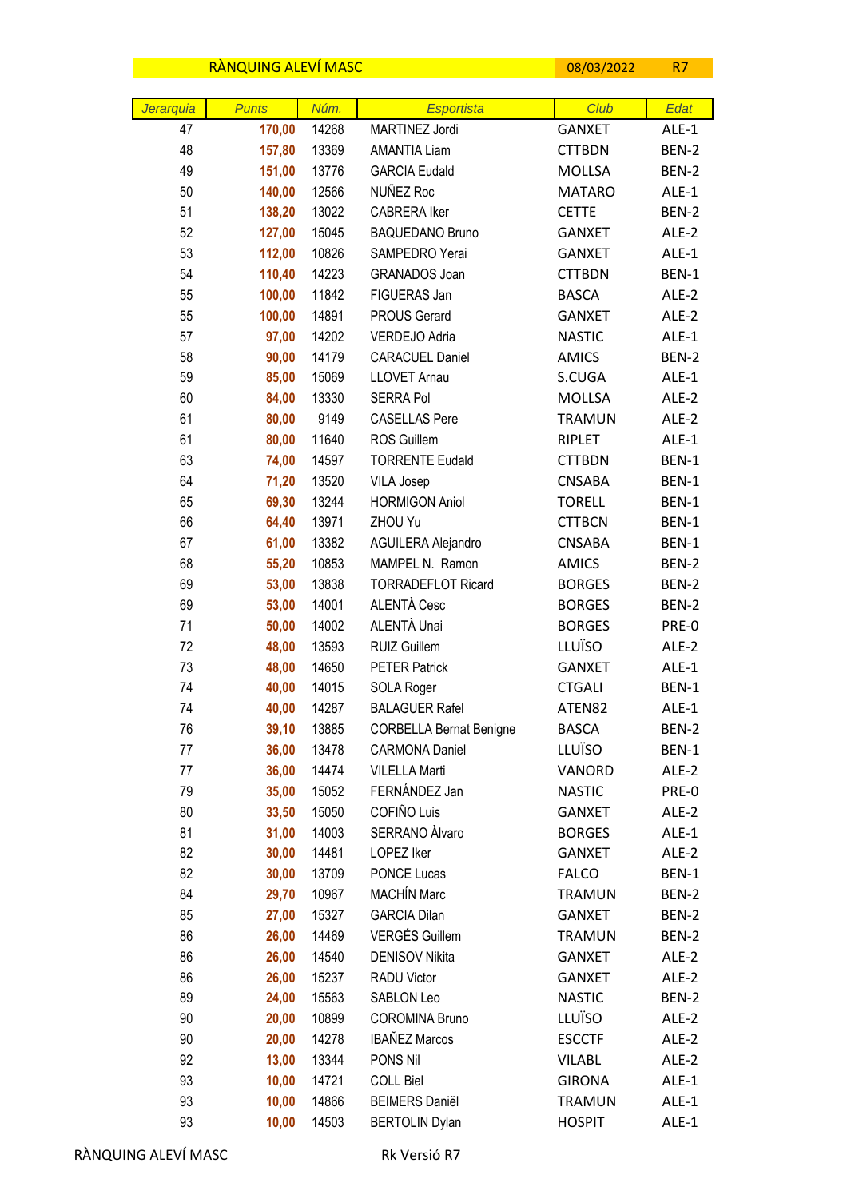| RÀNQUING ALEVÍ MASC | | | | 08/03/2022 | R7 |
|---|---|---|---|---|---|
| Jerarquia | Punts | Núm. | Esportista | Club | Edat |
| 47 | 170,00 | 14268 | MARTINEZ Jordi | GANXET | ALE-1 |
| 48 | 157,80 | 13369 | AMANTIA Liam | CTTBDN | BEN-2 |
| 49 | 151,00 | 13776 | GARCIA Eudald | MOLLSA | BEN-2 |
| 50 | 140,00 | 12566 | NUÑEZ Roc | MATARO | ALE-1 |
| 51 | 138,20 | 13022 | CABRERA Iker | CETTE | BEN-2 |
| 52 | 127,00 | 15045 | BAQUEDANO Bruno | GANXET | ALE-2 |
| 53 | 112,00 | 10826 | SAMPEDRO Yerai | GANXET | ALE-1 |
| 54 | 110,40 | 14223 | GRANADOS Joan | CTTBDN | BEN-1 |
| 55 | 100,00 | 11842 | FIGUERAS Jan | BASCA | ALE-2 |
| 55 | 100,00 | 14891 | PROUS Gerard | GANXET | ALE-2 |
| 57 | 97,00 | 14202 | VERDEJO Adria | NASTIC | ALE-1 |
| 58 | 90,00 | 14179 | CARACUEL Daniel | AMICS | BEN-2 |
| 59 | 85,00 | 15069 | LLOVET Arnau | S.CUGA | ALE-1 |
| 60 | 84,00 | 13330 | SERRA Pol | MOLLSA | ALE-2 |
| 61 | 80,00 | 9149 | CASELLAS Pere | TRAMUN | ALE-2 |
| 61 | 80,00 | 11640 | ROS Guillem | RIPLET | ALE-1 |
| 63 | 74,00 | 14597 | TORRENTE Eudald | CTTBDN | BEN-1 |
| 64 | 71,20 | 13520 | VILA Josep | CNSABA | BEN-1 |
| 65 | 69,30 | 13244 | HORMIGON Aniol | TORELL | BEN-1 |
| 66 | 64,40 | 13971 | ZHOU Yu | CTTBCN | BEN-1 |
| 67 | 61,00 | 13382 | AGUILERA Alejandro | CNSABA | BEN-1 |
| 68 | 55,20 | 10853 | MAMPEL N. Ramon | AMICS | BEN-2 |
| 69 | 53,00 | 13838 | TORRADEFLOT Ricard | BORGES | BEN-2 |
| 69 | 53,00 | 14001 | ALENTÀ Cesc | BORGES | BEN-2 |
| 71 | 50,00 | 14002 | ALENTÀ Unai | BORGES | PRE-0 |
| 72 | 48,00 | 13593 | RUIZ Guillem | LLUÏSO | ALE-2 |
| 73 | 48,00 | 14650 | PETER Patrick | GANXET | ALE-1 |
| 74 | 40,00 | 14015 | SOLA Roger | CTGALI | BEN-1 |
| 74 | 40,00 | 14287 | BALAGUER Rafel | ATEN82 | ALE-1 |
| 76 | 39,10 | 13885 | CORBELLA Bernat Benigne | BASCA | BEN-2 |
| 77 | 36,00 | 13478 | CARMONA Daniel | LLUÏSO | BEN-1 |
| 77 | 36,00 | 14474 | VILELLA Marti | VANORD | ALE-2 |
| 79 | 35,00 | 15052 | FERNÁNDEZ Jan | NASTIC | PRE-0 |
| 80 | 33,50 | 15050 | COFIÑO Luis | GANXET | ALE-2 |
| 81 | 31,00 | 14003 | SERRANO Àlvaro | BORGES | ALE-1 |
| 82 | 30,00 | 14481 | LOPEZ Iker | GANXET | ALE-2 |
| 82 | 30,00 | 13709 | PONCE Lucas | FALCO | BEN-1 |
| 84 | 29,70 | 10967 | MACHÍN Marc | TRAMUN | BEN-2 |
| 85 | 27,00 | 15327 | GARCIA Dilan | GANXET | BEN-2 |
| 86 | 26,00 | 14469 | VERGÉS Guillem | TRAMUN | BEN-2 |
| 86 | 26,00 | 14540 | DENISOV Nikita | GANXET | ALE-2 |
| 86 | 26,00 | 15237 | RADU Victor | GANXET | ALE-2 |
| 89 | 24,00 | 15563 | SABLON Leo | NASTIC | BEN-2 |
| 90 | 20,00 | 10899 | COROMINA Bruno | LLUÏSO | ALE-2 |
| 90 | 20,00 | 14278 | IBAÑEZ Marcos | ESCCTF | ALE-2 |
| 92 | 13,00 | 13344 | PONS Nil | VILABL | ALE-2 |
| 93 | 10,00 | 14721 | COLL Biel | GIRONA | ALE-1 |
| 93 | 10,00 | 14866 | BEIMERS Daniël | TRAMUN | ALE-1 |
| 93 | 10,00 | 14503 | BERTOLIN Dylan | HOSPIT | ALE-1 |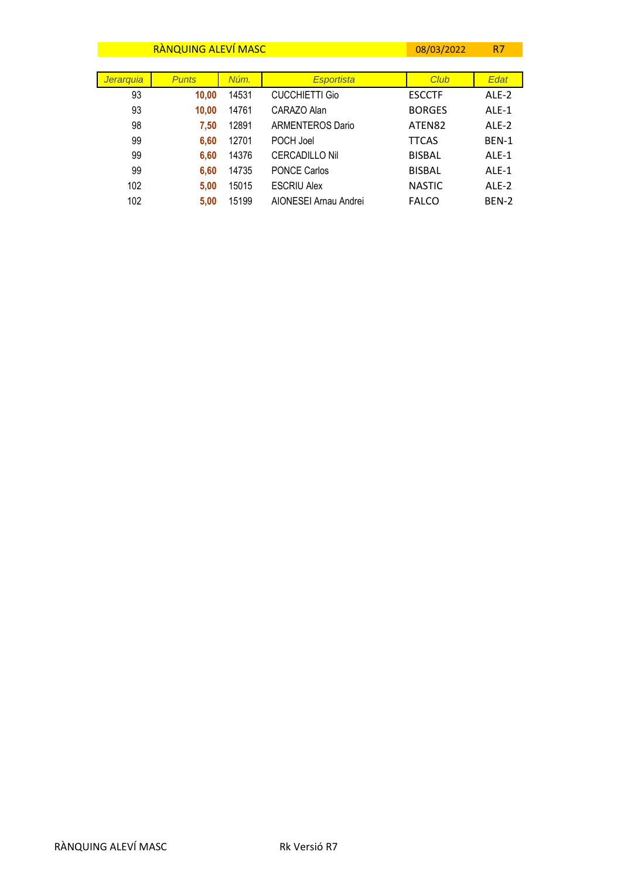RÀNQUING ALEVÍ MASC | 08/03/2022 | R7

| Jerarquia | Punts | Núm. | Esportista | Club | Edat |
|---|---|---|---|---|---|
| 93 | **10,00** | 14531 | CUCCHIETTI Gio | ESCCTF | ALE-2 |
| 93 | **10,00** | 14761 | CARAZO Alan | BORGES | ALE-1 |
| 98 | **7,50** | 12891 | ARMENTEROS Dario | ATEN82 | ALE-2 |
| 99 | **6,60** | 12701 | POCH Joel | TTCAS | BEN-1 |
| 99 | **6,60** | 14376 | CERCADILLO Nil | BISBAL | ALE-1 |
| 99 | **6,60** | 14735 | PONCE Carlos | BISBAL | ALE-1 |
| 102 | **5,00** | 15015 | ESCRIU Alex | NASTIC | ALE-2 |
| 102 | **5,00** | 15199 | AIONESEI Arnau Andrei | FALCO | BEN-2 |